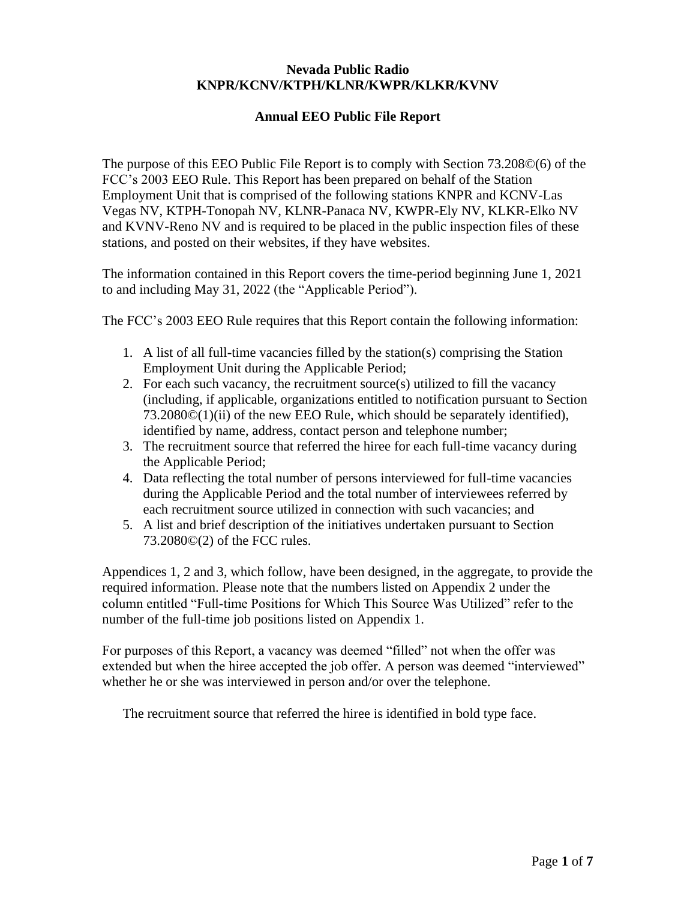**Nevada Public Radio**
**KNPR/KCNV/KTPH/KLNR/KWPR/KLKR/KVNV**

**Annual EEO Public File Report**

The purpose of this EEO Public File Report is to comply with Section 73.208©(6) of the FCC's 2003 EEO Rule. This Report has been prepared on behalf of the Station Employment Unit that is comprised of the following stations KNPR and KCNV-Las Vegas NV, KTPH-Tonopah NV, KLNR-Panaca NV, KWPR-Ely NV, KLKR-Elko NV and KVNV-Reno NV and is required to be placed in the public inspection files of these stations, and posted on their websites, if they have websites.

The information contained in this Report covers the time-period beginning June 1, 2021 to and including May 31, 2022 (the "Applicable Period").

The FCC's 2003 EEO Rule requires that this Report contain the following information:

1. A list of all full-time vacancies filled by the station(s) comprising the Station Employment Unit during the Applicable Period;
2. For each such vacancy, the recruitment source(s) utilized to fill the vacancy (including, if applicable, organizations entitled to notification pursuant to Section 73.2080©(1)(ii) of the new EEO Rule, which should be separately identified), identified by name, address, contact person and telephone number;
3. The recruitment source that referred the hiree for each full-time vacancy during the Applicable Period;
4. Data reflecting the total number of persons interviewed for full-time vacancies during the Applicable Period and the total number of interviewees referred by each recruitment source utilized in connection with such vacancies; and
5. A list and brief description of the initiatives undertaken pursuant to Section 73.2080©(2) of the FCC rules.

Appendices 1, 2 and 3, which follow, have been designed, in the aggregate, to provide the required information. Please note that the numbers listed on Appendix 2 under the column entitled "Full-time Positions for Which This Source Was Utilized" refer to the number of the full-time job positions listed on Appendix 1.

For purposes of this Report, a vacancy was deemed "filled" not when the offer was extended but when the hiree accepted the job offer. A person was deemed "interviewed" whether he or she was interviewed in person and/or over the telephone.

The recruitment source that referred the hiree is identified in bold type face.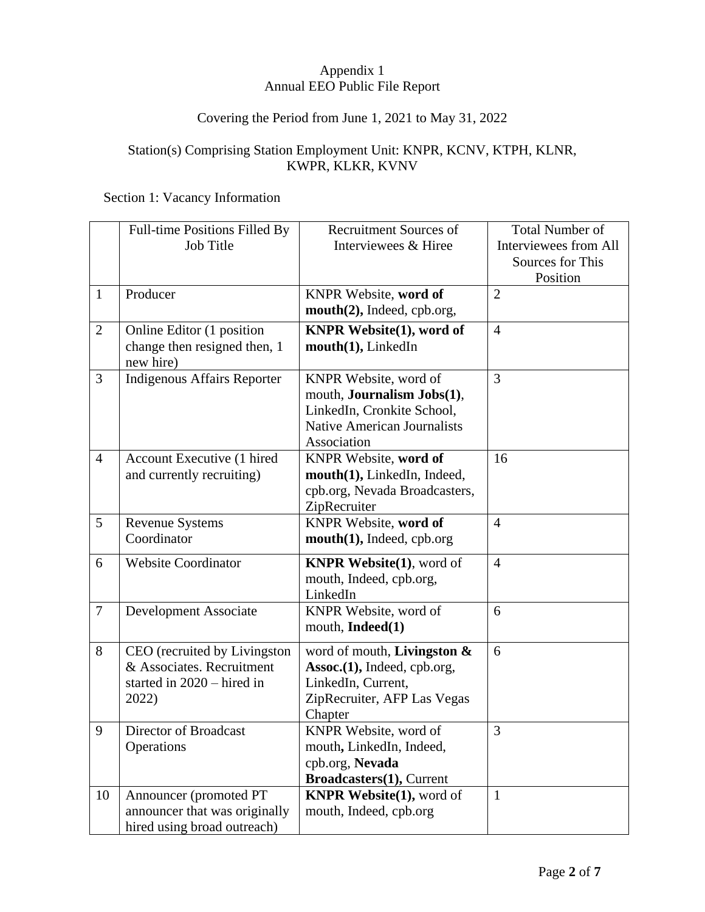Appendix 1
Annual EEO Public File Report

Covering the Period from June 1, 2021 to May 31, 2022

Station(s) Comprising Station Employment Unit: KNPR, KCNV, KTPH, KLNR, KWPR, KLKR, KVNV

Section 1: Vacancy Information

| | Full-time Positions Filled By Job Title | Recruitment Sources of Interviewees & Hiree | Total Number of Interviewees from All Sources for This Position |
|---|---|---|---|
| 1 | Producer | KNPR Website, **word of mouth(2),** Indeed, cpb.org, | 2 |
| 2 | Online Editor (1 position change then resigned then, 1 new hire) | **KNPR Website(1), word of mouth(1),** LinkedIn | 4 |
| 3 | Indigenous Affairs Reporter | KNPR Website, word of mouth, **Journalism Jobs(1)**, LinkedIn, Cronkite School, Native American Journalists Association | 3 |
| 4 | Account Executive (1 hired and currently recruiting) | KNPR Website, **word of mouth(1),** LinkedIn, Indeed, cpb.org, Nevada Broadcasters, ZipRecruiter | 16 |
| 5 | Revenue Systems Coordinator | KNPR Website, **word of mouth(1),** Indeed, cpb.org | 4 |
| 6 | Website Coordinator | **KNPR Website(1)**, word of mouth, Indeed, cpb.org, LinkedIn | 4 |
| 7 | Development Associate | KNPR Website, word of mouth, **Indeed(1)** | 6 |
| 8 | CEO (recruited by Livingston & Associates. Recruitment started in 2020 – hired in 2022) | word of mouth, **Livingston & Assoc.(1),** Indeed, cpb.org, LinkedIn, Current, ZipRecruiter, AFP Las Vegas Chapter | 6 |
| 9 | Director of Broadcast Operations | KNPR Website, word of mouth**,** LinkedIn, Indeed, cpb.org, **Nevada Broadcasters(1),** Current | 3 |
| 10 | Announcer (promoted PT announcer that was originally hired using broad outreach) | **KNPR Website(1),** word of mouth, Indeed, cpb.org | 1 |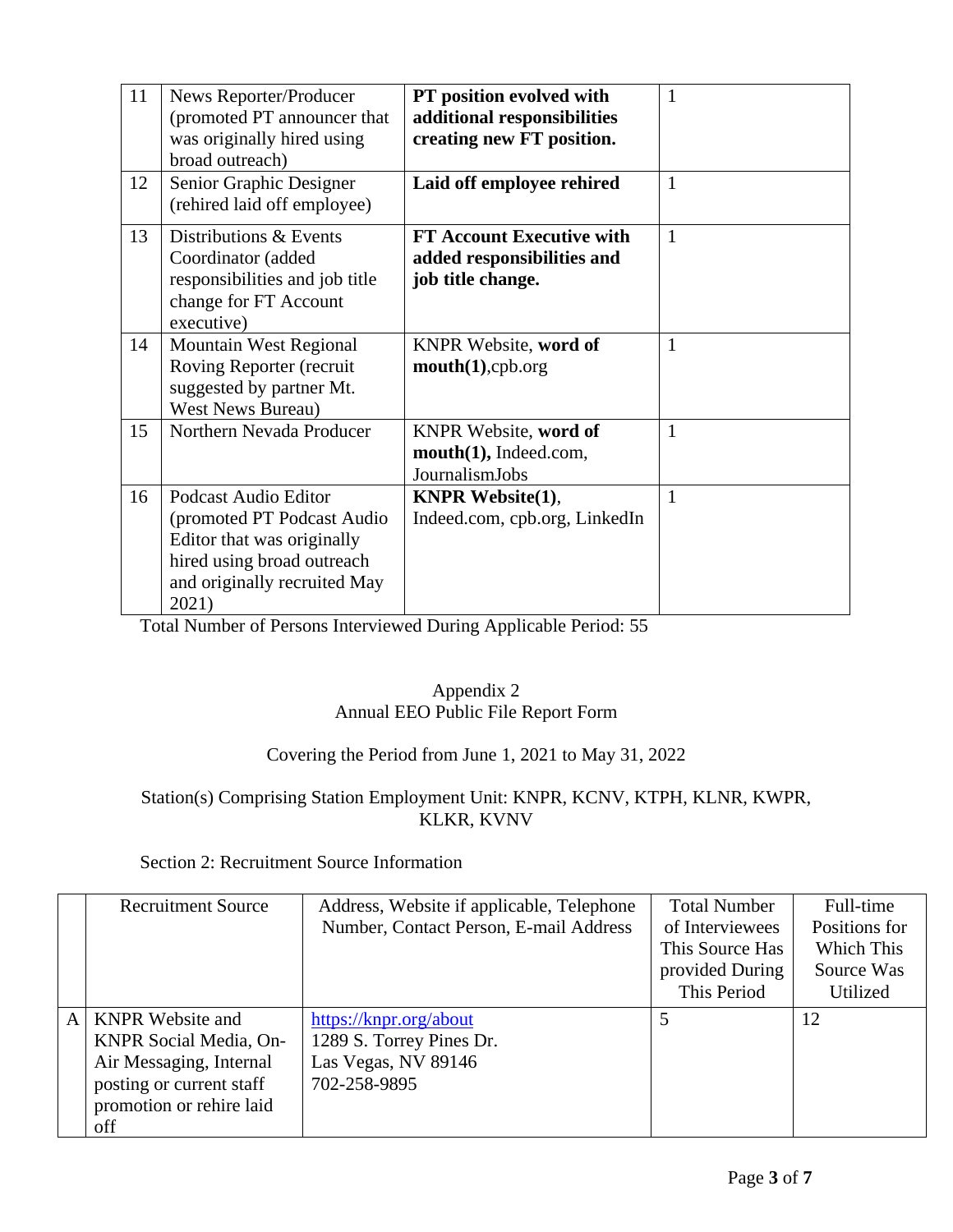| 11 | News Reporter/Producer (promoted PT announcer that was originally hired using broad outreach) | **PT position evolved with additional responsibilities creating new FT position.** | 1 |
|---|---|---|---|
| 12 | Senior Graphic Designer (rehired laid off employee) | **Laid off employee rehired** | 1 |
| 13 | Distributions & Events Coordinator (added responsibilities and job title change for FT Account executive) | **FT Account Executive with added responsibilities and job title change.** | 1 |
| 14 | Mountain West Regional Roving Reporter (recruit suggested by partner Mt. West News Bureau) | KNPR Website, **word of mouth(1)**,cpb.org | 1 |
| 15 | Northern Nevada Producer | KNPR Website, **word of mouth(1),** Indeed.com, JournalismJobs | 1 |
| 16 | Podcast Audio Editor (promoted PT Podcast Audio Editor that was originally hired using broad outreach and originally recruited May 2021) | **KNPR Website(1)**, Indeed.com, cpb.org, LinkedIn | 1 |

Total Number of Persons Interviewed During Applicable Period: 55

Appendix 2
Annual EEO Public File Report Form

Covering the Period from June 1, 2021 to May 31, 2022

Station(s) Comprising Station Employment Unit: KNPR, KCNV, KTPH, KLNR, KWPR, KLKR, KVNV

Section 2: Recruitment Source Information

| | Recruitment Source | Address, Website if applicable, Telephone Number, Contact Person, E-mail Address | Total Number of Interviewees This Source Has provided During This Period | Full-time Positions for Which This Source Was Utilized |
|---|---|---|---|---|
| A | KNPR Website and KNPR Social Media, On-Air Messaging, Internal posting or current staff promotion or rehire laid off | https://knpr.org/about<br>1289 S. Torrey Pines Dr.<br>Las Vegas, NV 89146<br>702-258-9895 | 5 | 12 |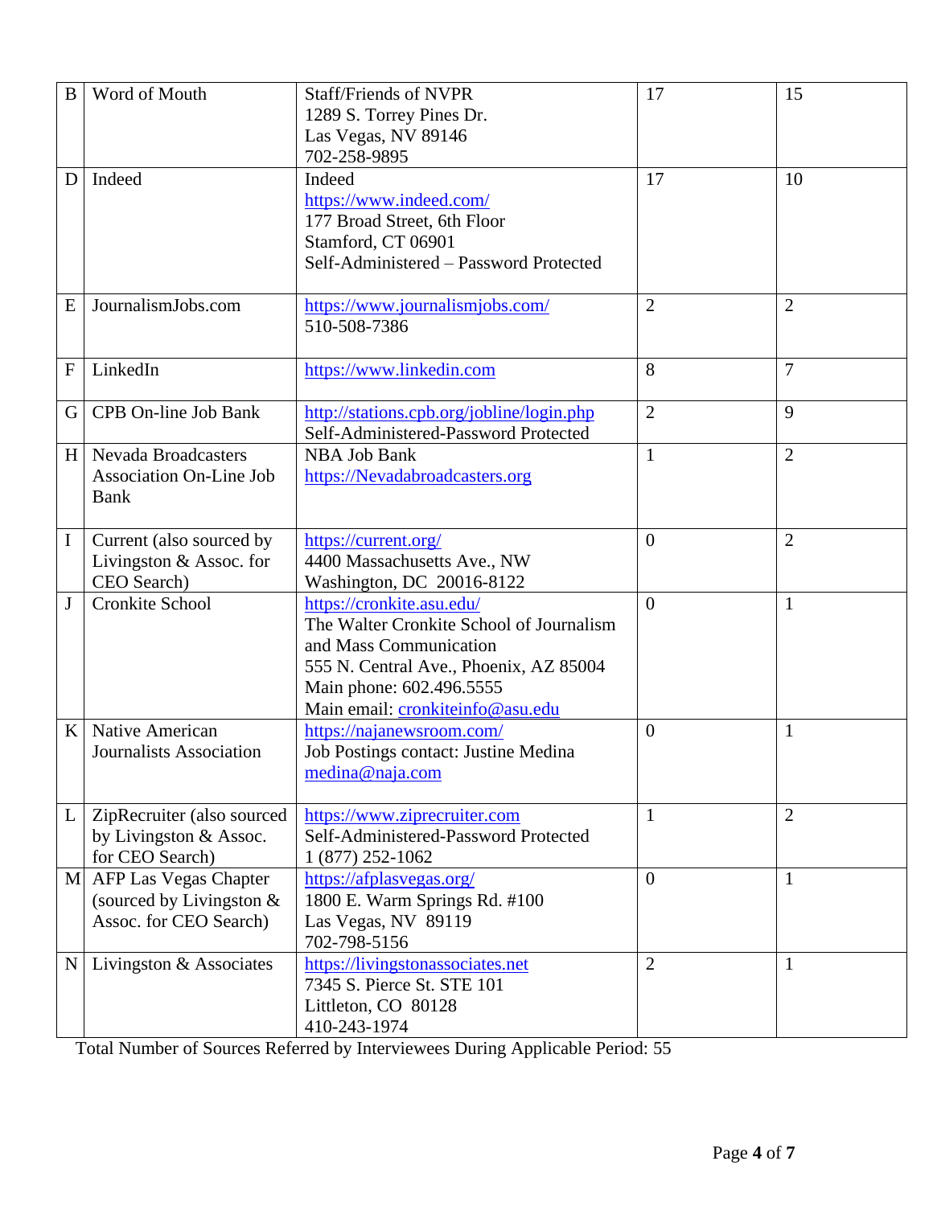| B | Word of Mouth | Staff/Friends of NVPR<br>1289 S. Torrey Pines Dr.<br>Las Vegas, NV 89146<br>702-258-9895 | 17 | 15 |
|---|---|---|---|---|
| D | Indeed | Indeed<br>https://www.indeed.com/<br>177 Broad Street, 6th Floor<br>Stamford, CT 06901<br>Self-Administered – Password Protected | 17 | 10 |
| E | JournalismJobs.com | https://www.journalismjobs.com/<br>510-508-7386 | 2 | 2 |
| F | LinkedIn | https://www.linkedin.com | 8 | 7 |
| G | CPB On-line Job Bank | http://stations.cpb.org/jobline/login.php<br>Self-Administered-Password Protected | 2 | 9 |
| H | Nevada Broadcasters Association On-Line Job Bank | NBA Job Bank<br>https://Nevadabroadcasters.org | 1 | 2 |
| I | Current (also sourced by Livingston & Assoc. for CEO Search) | https://current.org/<br>4400 Massachusetts Ave., NW<br>Washington, DC 20016-8122 | 0 | 2 |
| J | Cronkite School | https://cronkite.asu.edu/<br>The Walter Cronkite School of Journalism and Mass Communication<br>555 N. Central Ave., Phoenix, AZ 85004<br>Main phone: 602.496.5555<br>Main email: cronkiteinfo@asu.edu | 0 | 1 |
| K | Native American Journalists Association | https://najanewsroom.com/<br>Job Postings contact: Justine Medina<br>medina@naja.com | 0 | 1 |
| L | ZipRecruiter (also sourced by Livingston & Assoc. for CEO Search) | https://www.ziprecruiter.com<br>Self-Administered-Password Protected<br>1 (877) 252-1062 | 1 | 2 |
| M | AFP Las Vegas Chapter (sourced by Livingston & Assoc. for CEO Search) | https://afplasvegas.org/<br>1800 E. Warm Springs Rd. #100<br>Las Vegas, NV 89119<br>702-798-5156 | 0 | 1 |
| N | Livingston & Associates | https://livingstonassociates.net<br>7345 S. Pierce St. STE 101<br>Littleton, CO 80128<br>410-243-1974 | 2 | 1 |

Total Number of Sources Referred by Interviewees During Applicable Period: 55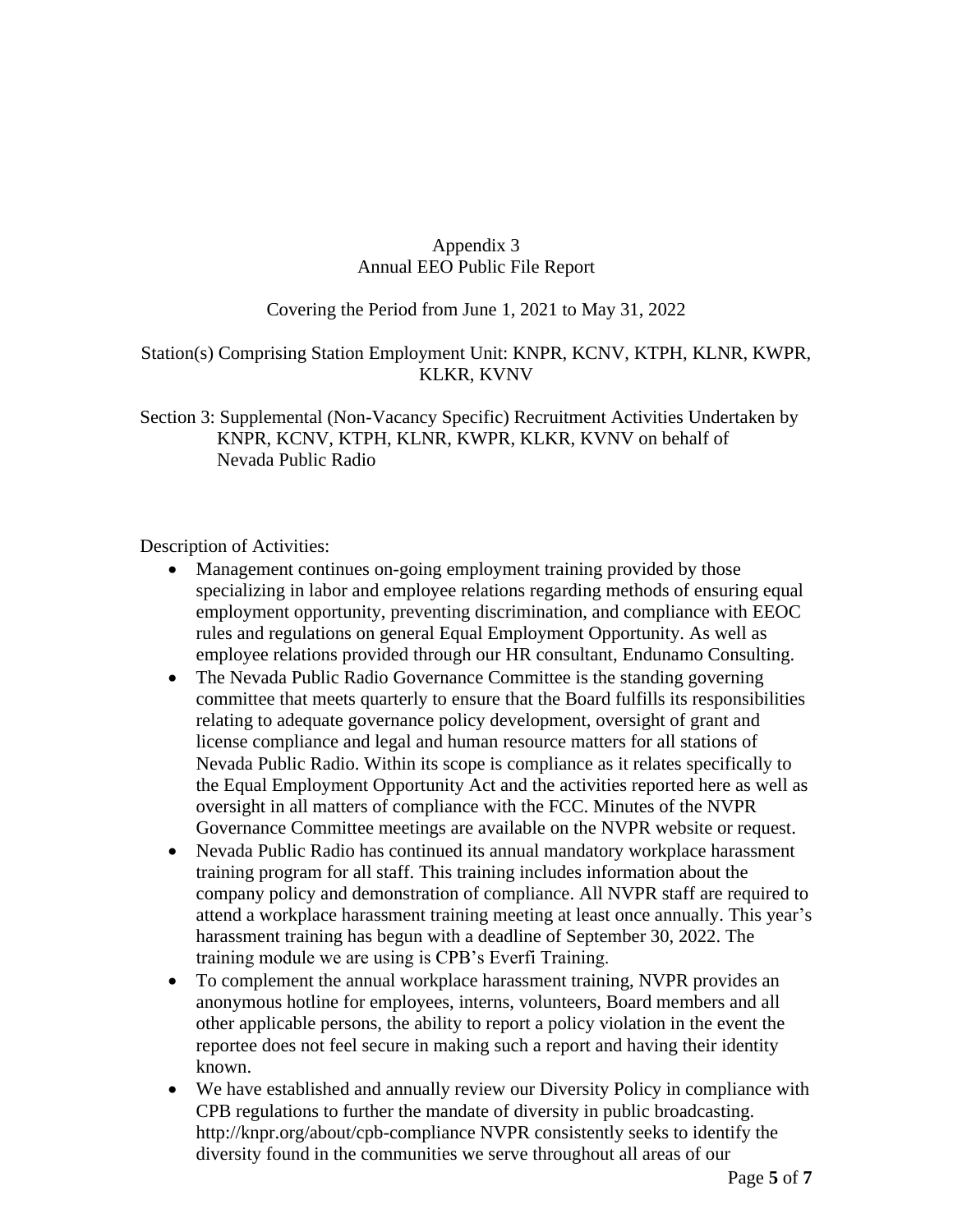Appendix 3
Annual EEO Public File Report

Covering the Period from June 1, 2021 to May 31, 2022

Station(s) Comprising Station Employment Unit: KNPR, KCNV, KTPH, KLNR, KWPR, KLKR, KVNV

Section 3: Supplemental (Non-Vacancy Specific) Recruitment Activities Undertaken by KNPR, KCNV, KTPH, KLNR, KWPR, KLKR, KVNV on behalf of Nevada Public Radio

Description of Activities:

- Management continues on-going employment training provided by those specializing in labor and employee relations regarding methods of ensuring equal employment opportunity, preventing discrimination, and compliance with EEOC rules and regulations on general Equal Employment Opportunity. As well as employee relations provided through our HR consultant, Endunamo Consulting.
- The Nevada Public Radio Governance Committee is the standing governing committee that meets quarterly to ensure that the Board fulfills its responsibilities relating to adequate governance policy development, oversight of grant and license compliance and legal and human resource matters for all stations of Nevada Public Radio. Within its scope is compliance as it relates specifically to the Equal Employment Opportunity Act and the activities reported here as well as oversight in all matters of compliance with the FCC. Minutes of the NVPR Governance Committee meetings are available on the NVPR website or request.
- Nevada Public Radio has continued its annual mandatory workplace harassment training program for all staff. This training includes information about the company policy and demonstration of compliance. All NVPR staff are required to attend a workplace harassment training meeting at least once annually. This year's harassment training has begun with a deadline of September 30, 2022. The training module we are using is CPB's Everfi Training.
- To complement the annual workplace harassment training, NVPR provides an anonymous hotline for employees, interns, volunteers, Board members and all other applicable persons, the ability to report a policy violation in the event the reportee does not feel secure in making such a report and having their identity known.
- We have established and annually review our Diversity Policy in compliance with CPB regulations to further the mandate of diversity in public broadcasting. http://knpr.org/about/cpb-compliance NVPR consistently seeks to identify the diversity found in the communities we serve throughout all areas of our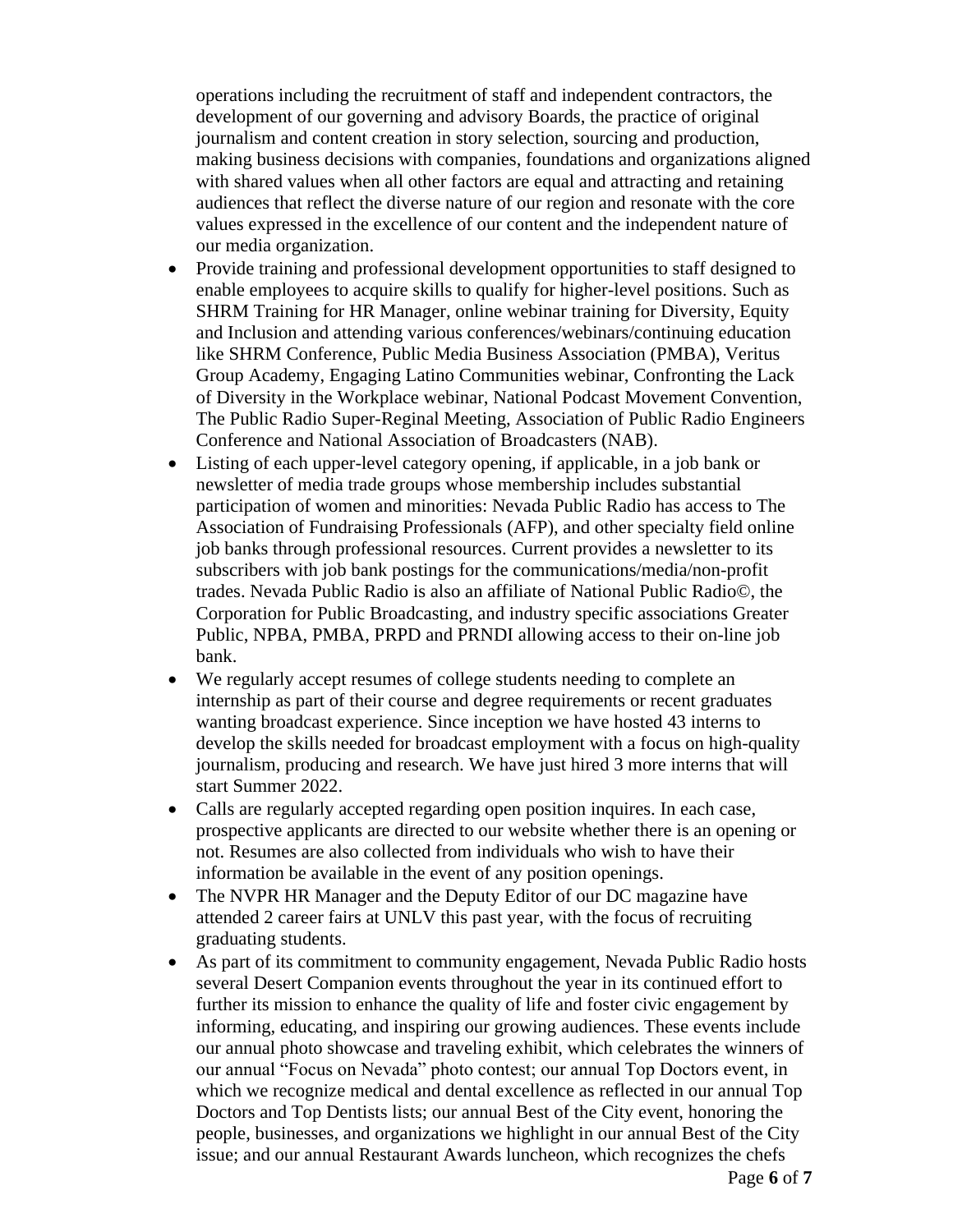operations including the recruitment of staff and independent contractors, the development of our governing and advisory Boards, the practice of original journalism and content creation in story selection, sourcing and production, making business decisions with companies, foundations and organizations aligned with shared values when all other factors are equal and attracting and retaining audiences that reflect the diverse nature of our region and resonate with the core values expressed in the excellence of our content and the independent nature of our media organization.

- Provide training and professional development opportunities to staff designed to enable employees to acquire skills to qualify for higher-level positions. Such as SHRM Training for HR Manager, online webinar training for Diversity, Equity and Inclusion and attending various conferences/webinars/continuing education like SHRM Conference, Public Media Business Association (PMBA), Veritus Group Academy, Engaging Latino Communities webinar, Confronting the Lack of Diversity in the Workplace webinar, National Podcast Movement Convention, The Public Radio Super-Reginal Meeting, Association of Public Radio Engineers Conference and National Association of Broadcasters (NAB).
- Listing of each upper-level category opening, if applicable, in a job bank or newsletter of media trade groups whose membership includes substantial participation of women and minorities: Nevada Public Radio has access to The Association of Fundraising Professionals (AFP), and other specialty field online job banks through professional resources. Current provides a newsletter to its subscribers with job bank postings for the communications/media/non-profit trades. Nevada Public Radio is also an affiliate of National Public Radio©, the Corporation for Public Broadcasting, and industry specific associations Greater Public, NPBA, PMBA, PRPD and PRNDI allowing access to their on-line job bank.
- We regularly accept resumes of college students needing to complete an internship as part of their course and degree requirements or recent graduates wanting broadcast experience. Since inception we have hosted 43 interns to develop the skills needed for broadcast employment with a focus on high-quality journalism, producing and research. We have just hired 3 more interns that will start Summer 2022.
- Calls are regularly accepted regarding open position inquires. In each case, prospective applicants are directed to our website whether there is an opening or not. Resumes are also collected from individuals who wish to have their information be available in the event of any position openings.
- The NVPR HR Manager and the Deputy Editor of our DC magazine have attended 2 career fairs at UNLV this past year, with the focus of recruiting graduating students.
- As part of its commitment to community engagement, Nevada Public Radio hosts several Desert Companion events throughout the year in its continued effort to further its mission to enhance the quality of life and foster civic engagement by informing, educating, and inspiring our growing audiences. These events include our annual photo showcase and traveling exhibit, which celebrates the winners of our annual "Focus on Nevada" photo contest; our annual Top Doctors event, in which we recognize medical and dental excellence as reflected in our annual Top Doctors and Top Dentists lists; our annual Best of the City event, honoring the people, businesses, and organizations we highlight in our annual Best of the City issue; and our annual Restaurant Awards luncheon, which recognizes the chefs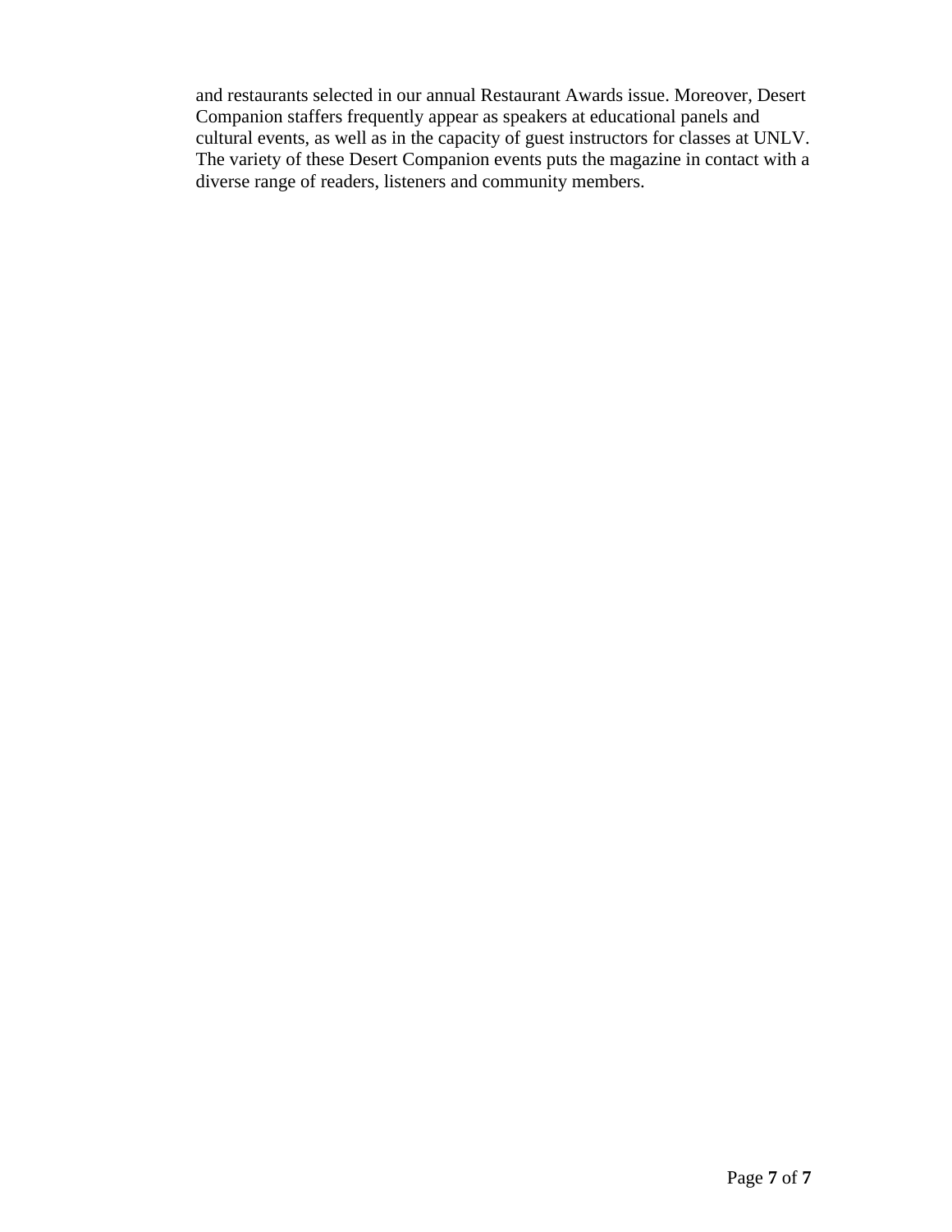and restaurants selected in our annual Restaurant Awards issue. Moreover, Desert Companion staffers frequently appear as speakers at educational panels and cultural events, as well as in the capacity of guest instructors for classes at UNLV. The variety of these Desert Companion events puts the magazine in contact with a diverse range of readers, listeners and community members.